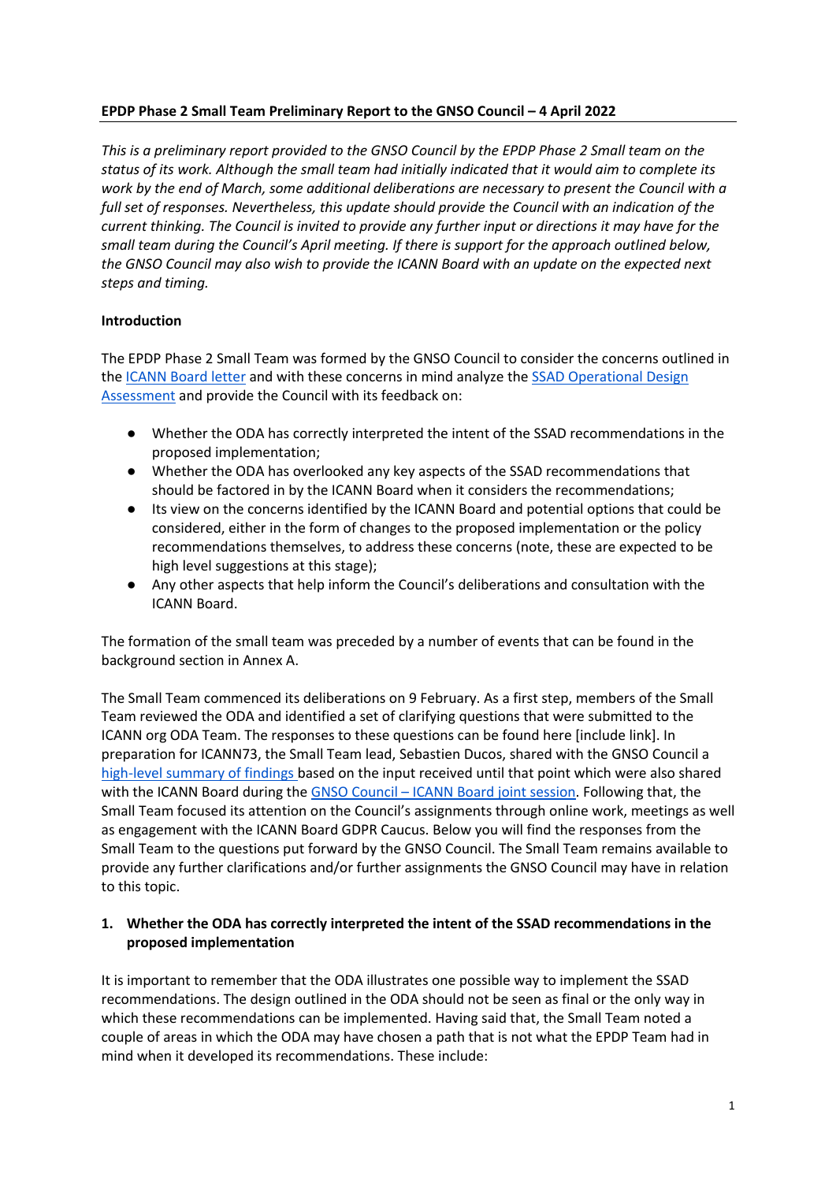**EPDP Phase 2 Small Team Preliminary Report to the GNSO Council – 4 April 2022**

*This is a preliminary report provided to the GNSO Council by the EPDP Phase 2 Small team on the status of its work. Although the small team had initially indicated that it would aim to complete its work by the end of March, some additional deliberations are necessary to present the Council with a full set of responses. Nevertheless, this update should provide the Council with an indication of the current thinking. The Council is invited to provide any further input or directions it may have for the small team during the Council's April meeting. If there is support for the approach outlined below, the GNSO Council may also wish to provide the ICANN Board with an update on the expected next steps and timing.*

**Introduction**

The EPDP Phase 2 Small Team was formed by the GNSO Council to consider the concerns outlined in the ICANN Board letter and with these concerns in mind analyze the SSAD Operational Design Assessment and provide the Council with its feedback on:

- Whether the ODA has correctly interpreted the intent of the SSAD recommendations in the proposed implementation;
- Whether the ODA has overlooked any key aspects of the SSAD recommendations that should be factored in by the ICANN Board when it considers the recommendations;
- Its view on the concerns identified by the ICANN Board and potential options that could be considered, either in the form of changes to the proposed implementation or the policy recommendations themselves, to address these concerns (note, these are expected to be high level suggestions at this stage);
- Any other aspects that help inform the Council's deliberations and consultation with the ICANN Board.

The formation of the small team was preceded by a number of events that can be found in the background section in Annex A.

The Small Team commenced its deliberations on 9 February. As a first step, members of the Small Team reviewed the ODA and identified a set of clarifying questions that were submitted to the ICANN org ODA Team. The responses to these questions can be found here [include link]. In preparation for ICANN73, the Small Team lead, Sebastien Ducos, shared with the GNSO Council a high-level summary of findings based on the input received until that point which were also shared with the ICANN Board during the GNSO Council – ICANN Board joint session. Following that, the Small Team focused its attention on the Council's assignments through online work, meetings as well as engagement with the ICANN Board GDPR Caucus. Below you will find the responses from the Small Team to the questions put forward by the GNSO Council. The Small Team remains available to provide any further clarifications and/or further assignments the GNSO Council may have in relation to this topic.

**1. Whether the ODA has correctly interpreted the intent of the SSAD recommendations in the proposed implementation**

It is important to remember that the ODA illustrates one possible way to implement the SSAD recommendations. The design outlined in the ODA should not be seen as final or the only way in which these recommendations can be implemented. Having said that, the Small Team noted a couple of areas in which the ODA may have chosen a path that is not what the EPDP Team had in mind when it developed its recommendations. These include: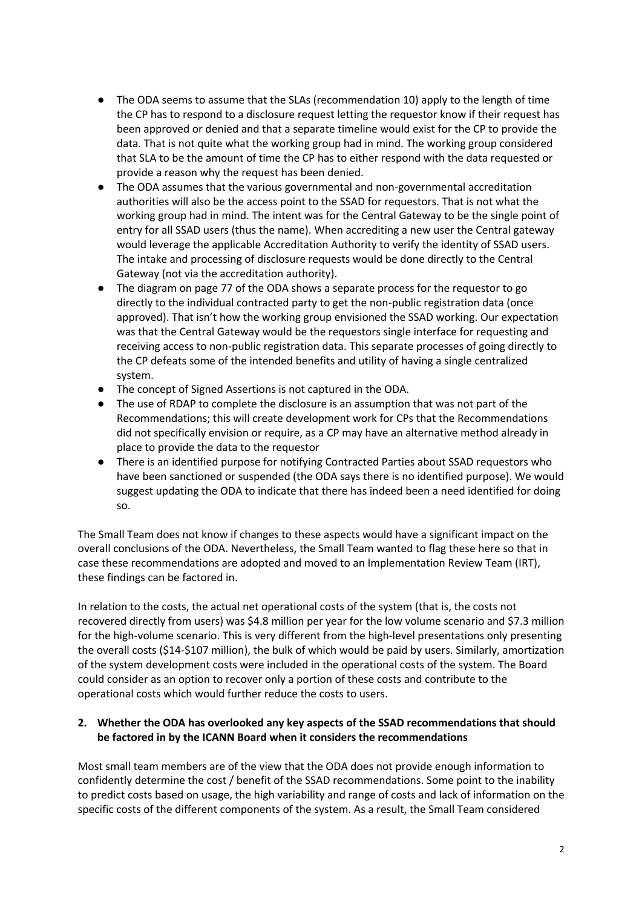- The ODA seems to assume that the SLAs (recommendation 10) apply to the length of time the CP has to respond to a disclosure request letting the requestor know if their request has been approved or denied and that a separate timeline would exist for the CP to provide the data. That is not quite what the working group had in mind. The working group considered that SLA to be the amount of time the CP has to either respond with the data requested or provide a reason why the request has been denied.
- The ODA assumes that the various governmental and non-governmental accreditation authorities will also be the access point to the SSAD for requestors. That is not what the working group had in mind. The intent was for the Central Gateway to be the single point of entry for all SSAD users (thus the name). When accrediting a new user the Central gateway would leverage the applicable Accreditation Authority to verify the identity of SSAD users. The intake and processing of disclosure requests would be done directly to the Central Gateway (not via the accreditation authority).
- The diagram on page 77 of the ODA shows a separate process for the requestor to go directly to the individual contracted party to get the non-public registration data (once approved). That isn't how the working group envisioned the SSAD working. Our expectation was that the Central Gateway would be the requestors single interface for requesting and receiving access to non-public registration data. This separate processes of going directly to the CP defeats some of the intended benefits and utility of having a single centralized system.
- The concept of Signed Assertions is not captured in the ODA.
- The use of RDAP to complete the disclosure is an assumption that was not part of the Recommendations; this will create development work for CPs that the Recommendations did not specifically envision or require, as a CP may have an alternative method already in place to provide the data to the requestor
- There is an identified purpose for notifying Contracted Parties about SSAD requestors who have been sanctioned or suspended (the ODA says there is no identified purpose). We would suggest updating the ODA to indicate that there has indeed been a need identified for doing so.

The Small Team does not know if changes to these aspects would have a significant impact on the overall conclusions of the ODA. Nevertheless, the Small Team wanted to flag these here so that in case these recommendations are adopted and moved to an Implementation Review Team (IRT), these findings can be factored in.

In relation to the costs, the actual net operational costs of the system (that is, the costs not recovered directly from users) was \$4.8 million per year for the low volume scenario and \$7.3 million for the high-volume scenario. This is very different from the high-level presentations only presenting the overall costs (\$14-\$107 million), the bulk of which would be paid by users. Similarly, amortization of the system development costs were included in the operational costs of the system. The Board could consider as an option to recover only a portion of these costs and contribute to the operational costs which would further reduce the costs to users.

**2. Whether the ODA has overlooked any key aspects of the SSAD recommendations that should be factored in by the ICANN Board when it considers the recommendations**

Most small team members are of the view that the ODA does not provide enough information to confidently determine the cost / benefit of the SSAD recommendations. Some point to the inability to predict costs based on usage, the high variability and range of costs and lack of information on the specific costs of the different components of the system. As a result, the Small Team considered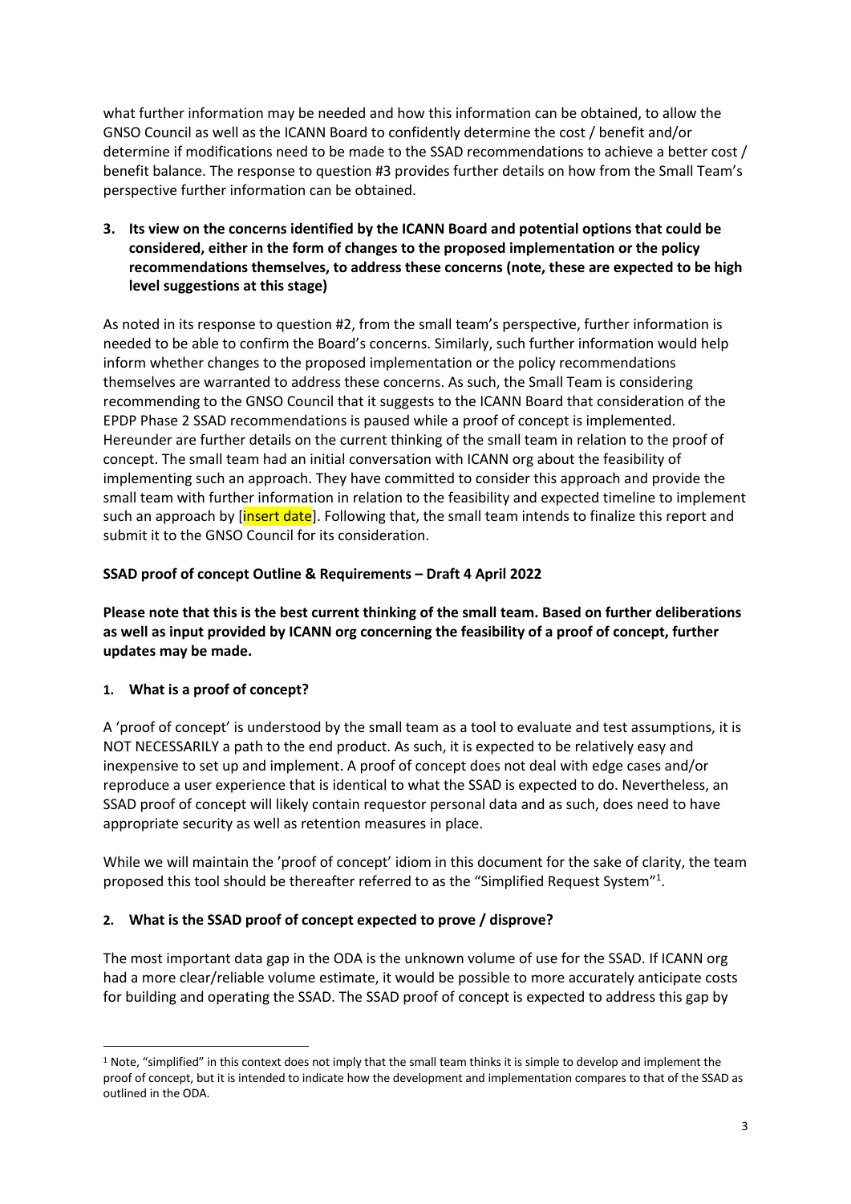what further information may be needed and how this information can be obtained, to allow the GNSO Council as well as the ICANN Board to confidently determine the cost / benefit and/or determine if modifications need to be made to the SSAD recommendations to achieve a better cost / benefit balance. The response to question #3 provides further details on how from the Small Team's perspective further information can be obtained.

**3. Its view on the concerns identified by the ICANN Board and potential options that could be considered, either in the form of changes to the proposed implementation or the policy recommendations themselves, to address these concerns (note, these are expected to be high level suggestions at this stage)**

As noted in its response to question #2, from the small team's perspective, further information is needed to be able to confirm the Board's concerns. Similarly, such further information would help inform whether changes to the proposed implementation or the policy recommendations themselves are warranted to address these concerns. As such, the Small Team is considering recommending to the GNSO Council that it suggests to the ICANN Board that consideration of the EPDP Phase 2 SSAD recommendations is paused while a proof of concept is implemented. Hereunder are further details on the current thinking of the small team in relation to the proof of concept. The small team had an initial conversation with ICANN org about the feasibility of implementing such an approach. They have committed to consider this approach and provide the small team with further information in relation to the feasibility and expected timeline to implement such an approach by [insert date]. Following that, the small team intends to finalize this report and submit it to the GNSO Council for its consideration.

**SSAD proof of concept Outline & Requirements – Draft 4 April 2022**

**Please note that this is the best current thinking of the small team. Based on further deliberations as well as input provided by ICANN org concerning the feasibility of a proof of concept, further updates may be made.**

**1. What is a proof of concept?**

A 'proof of concept' is understood by the small team as a tool to evaluate and test assumptions, it is NOT NECESSARILY a path to the end product. As such, it is expected to be relatively easy and inexpensive to set up and implement. A proof of concept does not deal with edge cases and/or reproduce a user experience that is identical to what the SSAD is expected to do. Nevertheless, an SSAD proof of concept will likely contain requestor personal data and as such, does need to have appropriate security as well as retention measures in place.

While we will maintain the 'proof of concept' idiom in this document for the sake of clarity, the team proposed this tool should be thereafter referred to as the "Simplified Request System"[1].

**2. What is the SSAD proof of concept expected to prove / disprove?**

The most important data gap in the ODA is the unknown volume of use for the SSAD. If ICANN org had a more clear/reliable volume estimate, it would be possible to more accurately anticipate costs for building and operating the SSAD. The SSAD proof of concept is expected to address this gap by

[1] Note, "simplified" in this context does not imply that the small team thinks it is simple to develop and implement the proof of concept, but it is intended to indicate how the development and implementation compares to that of the SSAD as outlined in the ODA.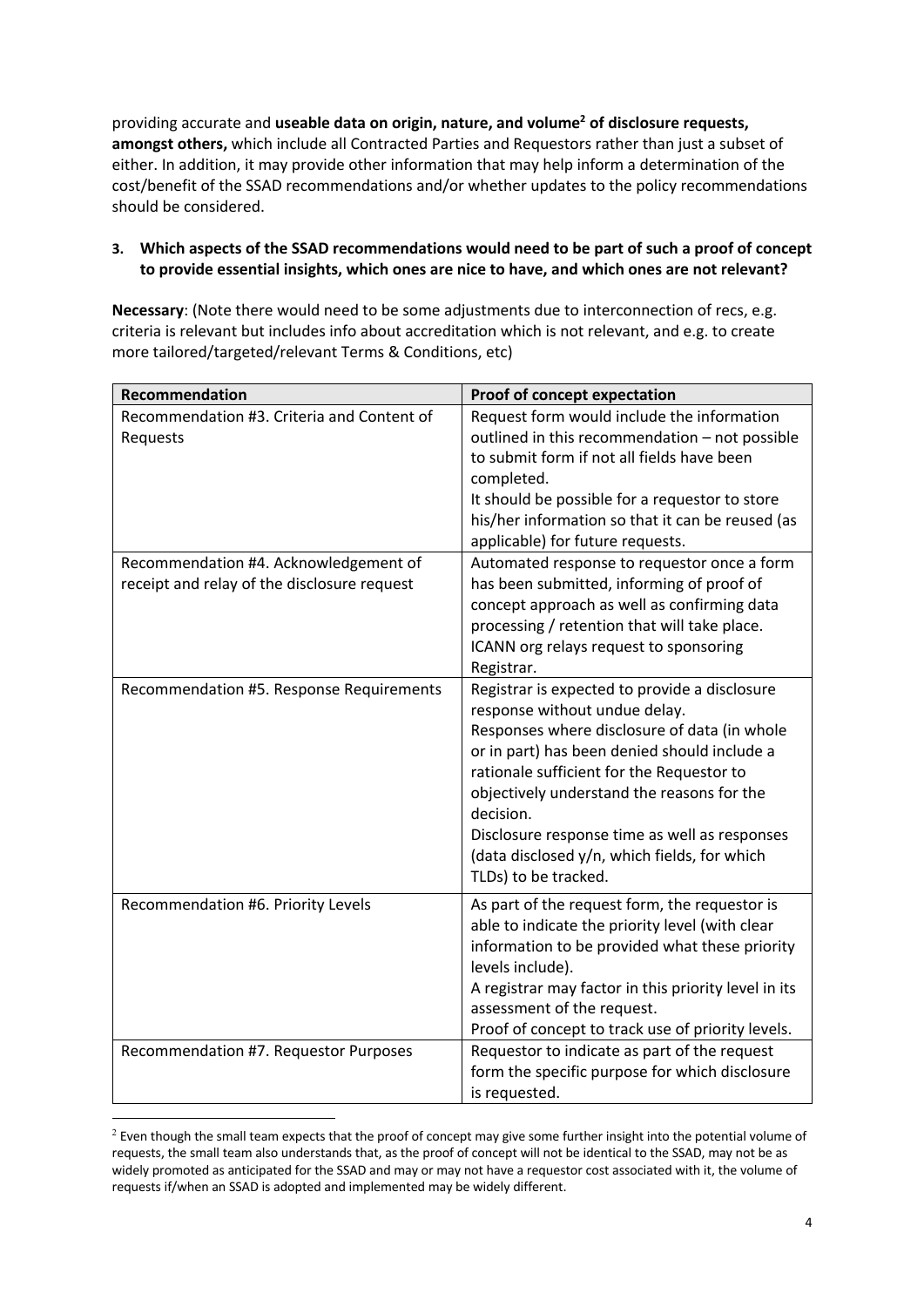providing accurate and **useable data on origin, nature, and volume[2] of disclosure requests, amongst others,** which include all Contracted Parties and Requestors rather than just a subset of either. In addition, it may provide other information that may help inform a determination of the cost/benefit of the SSAD recommendations and/or whether updates to the policy recommendations should be considered.

3. **Which aspects of the SSAD recommendations would need to be part of such a proof of concept to provide essential insights, which ones are nice to have, and which ones are not relevant?**

**Necessary**: (Note there would need to be some adjustments due to interconnection of recs, e.g. criteria is relevant but includes info about accreditation which is not relevant, and e.g. to create more tailored/targeted/relevant Terms & Conditions, etc)

| Recommendation | Proof of concept expectation |
|---|---|
| Recommendation #3. Criteria and Content of Requests | Request form would include the information outlined in this recommendation – not possible to submit form if not all fields have been completed.<br>It should be possible for a requestor to store his/her information so that it can be reused (as applicable) for future requests. |
| Recommendation #4. Acknowledgement of receipt and relay of the disclosure request | Automated response to requestor once a form has been submitted, informing of proof of concept approach as well as confirming data processing / retention that will take place.<br>ICANN org relays request to sponsoring Registrar. |
| Recommendation #5. Response Requirements | Registrar is expected to provide a disclosure response without undue delay.<br>Responses where disclosure of data (in whole or in part) has been denied should include a rationale sufficient for the Requestor to objectively understand the reasons for the decision.<br>Disclosure response time as well as responses (data disclosed y/n, which fields, for which TLDs) to be tracked. |
| Recommendation #6. Priority Levels | As part of the request form, the requestor is able to indicate the priority level (with clear information to be provided what these priority levels include).<br>A registrar may factor in this priority level in its assessment of the request.<br>Proof of concept to track use of priority levels. |
| Recommendation #7. Requestor Purposes | Requestor to indicate as part of the request form the specific purpose for which disclosure is requested. |

[2] Even though the small team expects that the proof of concept may give some further insight into the potential volume of requests, the small team also understands that, as the proof of concept will not be identical to the SSAD, may not be as widely promoted as anticipated for the SSAD and may or may not have a requestor cost associated with it, the volume of requests if/when an SSAD is adopted and implemented may be widely different.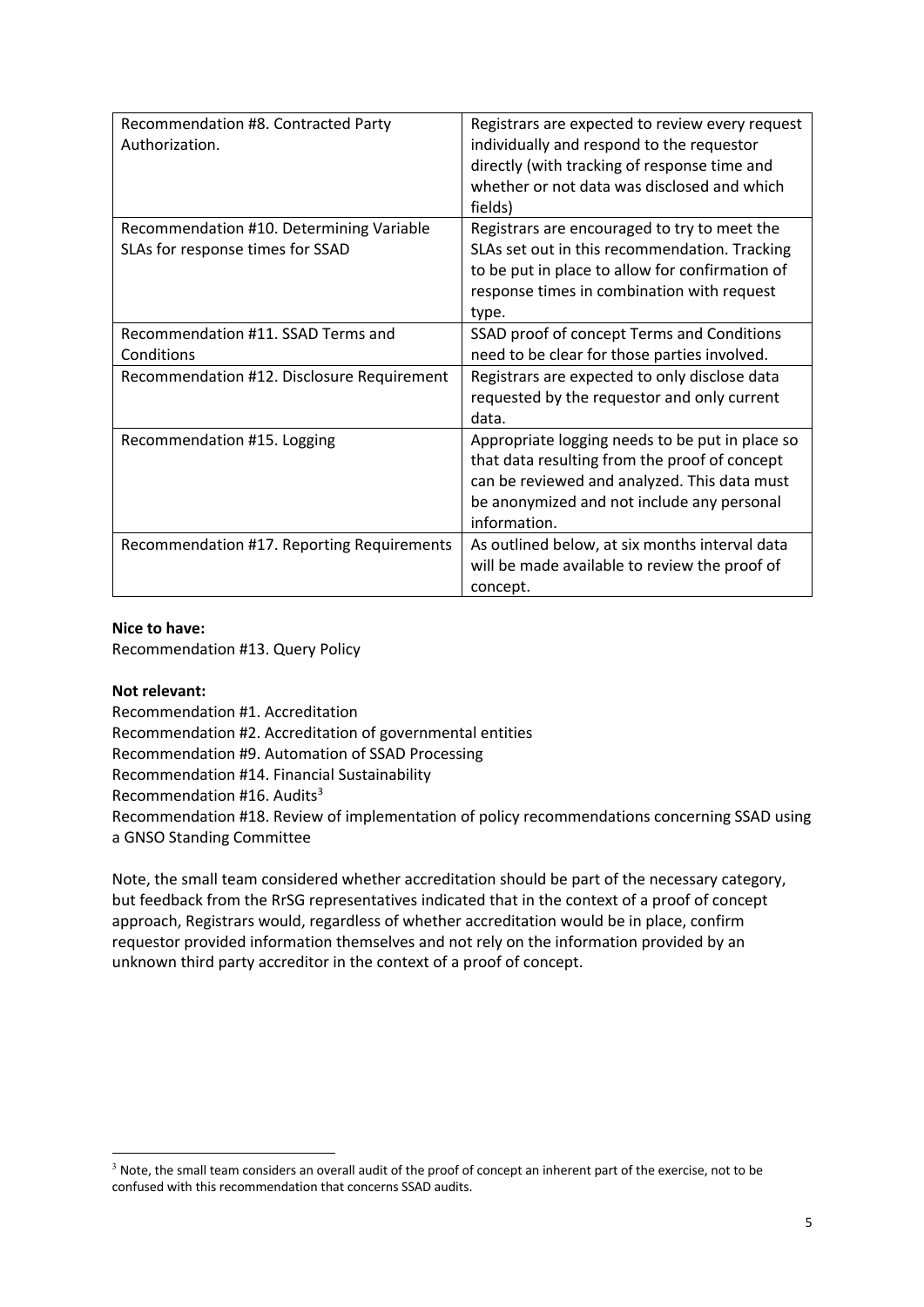| Recommendation #8. Contracted Party Authorization. | Registrars are expected to review every request individually and respond to the requestor directly (with tracking of response time and whether or not data was disclosed and which fields) |
|---|---|
| Recommendation #10. Determining Variable SLAs for response times for SSAD | Registrars are encouraged to try to meet the SLAs set out in this recommendation. Tracking to be put in place to allow for confirmation of response times in combination with request type. |
| Recommendation #11. SSAD Terms and Conditions | SSAD proof of concept Terms and Conditions need to be clear for those parties involved. |
| Recommendation #12. Disclosure Requirement | Registrars are expected to only disclose data requested by the requestor and only current data. |
| Recommendation #15. Logging | Appropriate logging needs to be put in place so that data resulting from the proof of concept can be reviewed and analyzed. This data must be anonymized and not include any personal information. |
| Recommendation #17. Reporting Requirements | As outlined below, at six months interval data will be made available to review the proof of concept. |

**Nice to have:**
Recommendation #13. Query Policy

**Not relevant:**
Recommendation #1. Accreditation
Recommendation #2. Accreditation of governmental entities
Recommendation #9. Automation of SSAD Processing
Recommendation #14. Financial Sustainability
Recommendation #16. Audits[3]
Recommendation #18. Review of implementation of policy recommendations concerning SSAD using a GNSO Standing Committee

Note, the small team considered whether accreditation should be part of the necessary category, but feedback from the RrSG representatives indicated that in the context of a proof of concept approach, Registrars would, regardless of whether accreditation would be in place, confirm requestor provided information themselves and not rely on the information provided by an unknown third party accreditor in the context of a proof of concept.

[3] Note, the small team considers an overall audit of the proof of concept an inherent part of the exercise, not to be confused with this recommendation that concerns SSAD audits.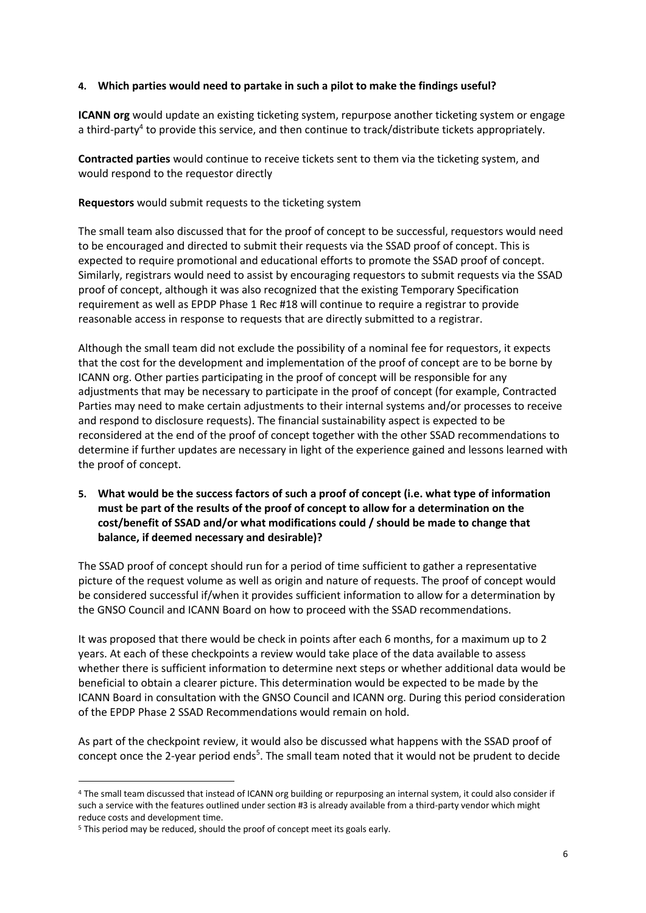**4. Which parties would need to partake in such a pilot to make the findings useful?**

**ICANN org** would update an existing ticketing system, repurpose another ticketing system or engage a third-party[4] to provide this service, and then continue to track/distribute tickets appropriately.

**Contracted parties** would continue to receive tickets sent to them via the ticketing system, and would respond to the requestor directly

**Requestors** would submit requests to the ticketing system

The small team also discussed that for the proof of concept to be successful, requestors would need to be encouraged and directed to submit their requests via the SSAD proof of concept. This is expected to require promotional and educational efforts to promote the SSAD proof of concept. Similarly, registrars would need to assist by encouraging requestors to submit requests via the SSAD proof of concept, although it was also recognized that the existing Temporary Specification requirement as well as EPDP Phase 1 Rec #18 will continue to require a registrar to provide reasonable access in response to requests that are directly submitted to a registrar.

Although the small team did not exclude the possibility of a nominal fee for requestors, it expects that the cost for the development and implementation of the proof of concept are to be borne by ICANN org. Other parties participating in the proof of concept will be responsible for any adjustments that may be necessary to participate in the proof of concept (for example, Contracted Parties may need to make certain adjustments to their internal systems and/or processes to receive and respond to disclosure requests). The financial sustainability aspect is expected to be reconsidered at the end of the proof of concept together with the other SSAD recommendations to determine if further updates are necessary in light of the experience gained and lessons learned with the proof of concept.

**5. What would be the success factors of such a proof of concept (i.e. what type of information must be part of the results of the proof of concept to allow for a determination on the cost/benefit of SSAD and/or what modifications could / should be made to change that balance, if deemed necessary and desirable)?**

The SSAD proof of concept should run for a period of time sufficient to gather a representative picture of the request volume as well as origin and nature of requests. The proof of concept would be considered successful if/when it provides sufficient information to allow for a determination by the GNSO Council and ICANN Board on how to proceed with the SSAD recommendations.

It was proposed that there would be check in points after each 6 months, for a maximum up to 2 years. At each of these checkpoints a review would take place of the data available to assess whether there is sufficient information to determine next steps or whether additional data would be beneficial to obtain a clearer picture. This determination would be expected to be made by the ICANN Board in consultation with the GNSO Council and ICANN org. During this period consideration of the EPDP Phase 2 SSAD Recommendations would remain on hold.

As part of the checkpoint review, it would also be discussed what happens with the SSAD proof of concept once the 2-year period ends[5]. The small team noted that it would not be prudent to decide

---

[4] The small team discussed that instead of ICANN org building or repurposing an internal system, it could also consider if such a service with the features outlined under section #3 is already available from a third-party vendor which might reduce costs and development time.

[5] This period may be reduced, should the proof of concept meet its goals early.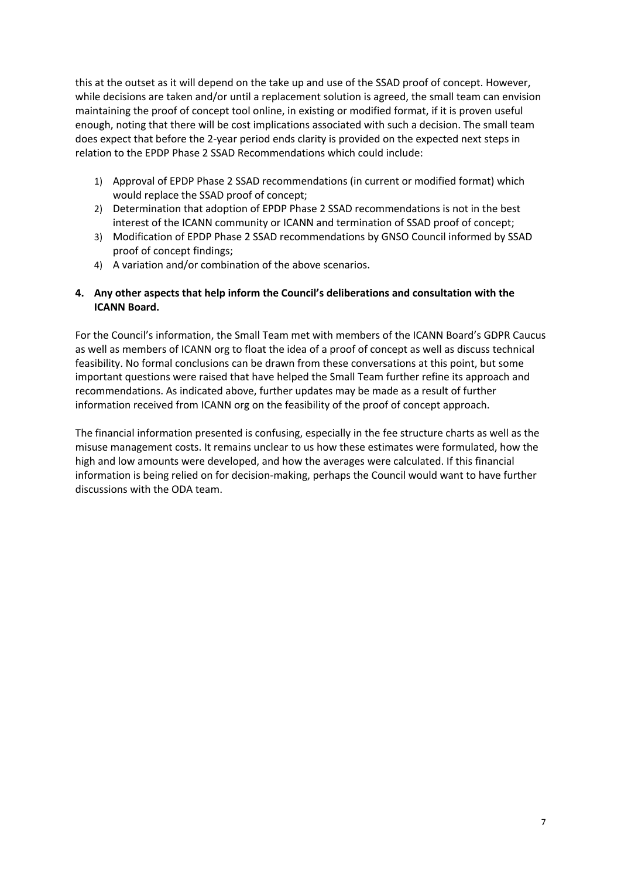this at the outset as it will depend on the take up and use of the SSAD proof of concept. However, while decisions are taken and/or until a replacement solution is agreed, the small team can envision maintaining the proof of concept tool online, in existing or modified format, if it is proven useful enough, noting that there will be cost implications associated with such a decision. The small team does expect that before the 2-year period ends clarity is provided on the expected next steps in relation to the EPDP Phase 2 SSAD Recommendations which could include:

1) Approval of EPDP Phase 2 SSAD recommendations (in current or modified format) which would replace the SSAD proof of concept;
2) Determination that adoption of EPDP Phase 2 SSAD recommendations is not in the best interest of the ICANN community or ICANN and termination of SSAD proof of concept;
3) Modification of EPDP Phase 2 SSAD recommendations by GNSO Council informed by SSAD proof of concept findings;
4) A variation and/or combination of the above scenarios.

**4. Any other aspects that help inform the Council's deliberations and consultation with the ICANN Board.**

For the Council's information, the Small Team met with members of the ICANN Board's GDPR Caucus as well as members of ICANN org to float the idea of a proof of concept as well as discuss technical feasibility. No formal conclusions can be drawn from these conversations at this point, but some important questions were raised that have helped the Small Team further refine its approach and recommendations. As indicated above, further updates may be made as a result of further information received from ICANN org on the feasibility of the proof of concept approach.

The financial information presented is confusing, especially in the fee structure charts as well as the misuse management costs. It remains unclear to us how these estimates were formulated, how the high and low amounts were developed, and how the averages were calculated. If this financial information is being relied on for decision-making, perhaps the Council would want to have further discussions with the ODA team.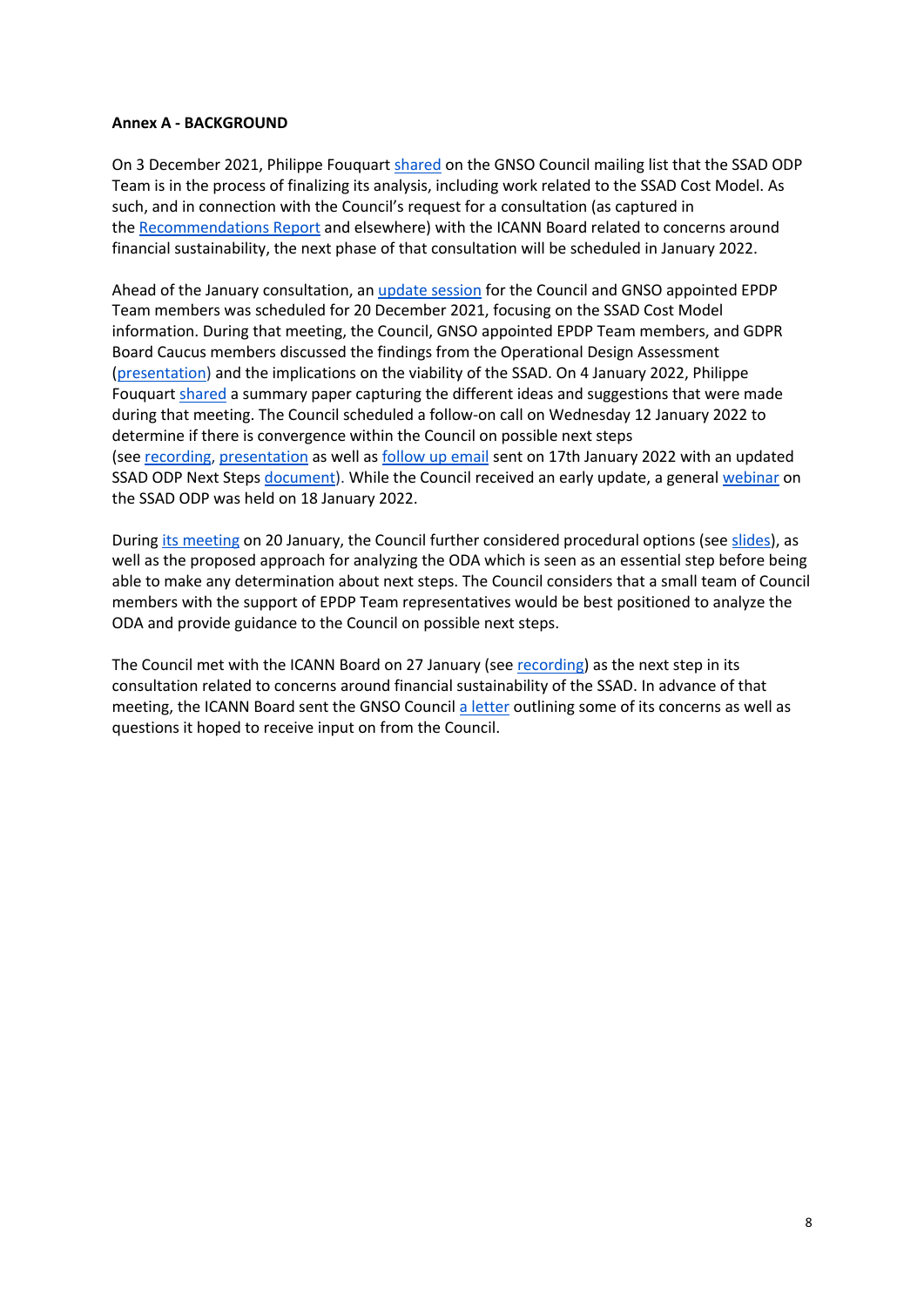**Annex A - BACKGROUND**

On 3 December 2021, Philippe Fouquart shared on the GNSO Council mailing list that the SSAD ODP Team is in the process of finalizing its analysis, including work related to the SSAD Cost Model. As such, and in connection with the Council's request for a consultation (as captured in the Recommendations Report and elsewhere) with the ICANN Board related to concerns around financial sustainability, the next phase of that consultation will be scheduled in January 2022.

Ahead of the January consultation, an update session for the Council and GNSO appointed EPDP Team members was scheduled for 20 December 2021, focusing on the SSAD Cost Model information. During that meeting, the Council, GNSO appointed EPDP Team members, and GDPR Board Caucus members discussed the findings from the Operational Design Assessment (presentation) and the implications on the viability of the SSAD. On 4 January 2022, Philippe Fouquart shared a summary paper capturing the different ideas and suggestions that were made during that meeting. The Council scheduled a follow-on call on Wednesday 12 January 2022 to determine if there is convergence within the Council on possible next steps (see recording, presentation as well as follow up email sent on 17th January 2022 with an updated SSAD ODP Next Steps document). While the Council received an early update, a general webinar on the SSAD ODP was held on 18 January 2022.

During its meeting on 20 January, the Council further considered procedural options (see slides), as well as the proposed approach for analyzing the ODA which is seen as an essential step before being able to make any determination about next steps. The Council considers that a small team of Council members with the support of EPDP Team representatives would be best positioned to analyze the ODA and provide guidance to the Council on possible next steps.

The Council met with the ICANN Board on 27 January (see recording) as the next step in its consultation related to concerns around financial sustainability of the SSAD. In advance of that meeting, the ICANN Board sent the GNSO Council a letter outlining some of its concerns as well as questions it hoped to receive input on from the Council.